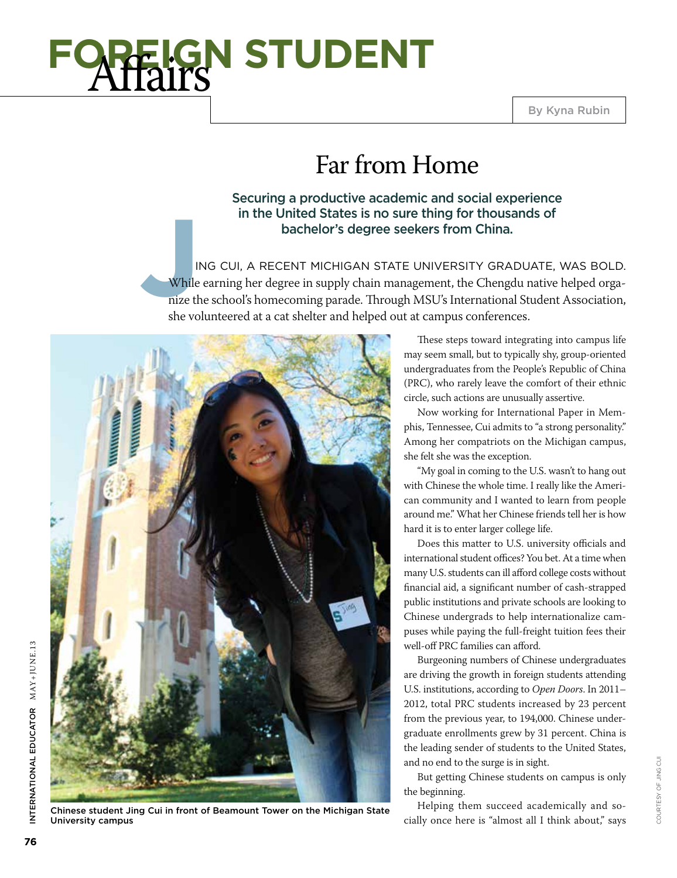# FOREIGN STUDENT Affairs

By Kyna Rubin

## Far from Home

**Securing a productive academic and social experience in the United States is no sure thing for thousands of bachelor's degree seekers from China.**

JING CUI, A RECENT MICHIGAN STATE UNIVERSITY GRADUATE, WAS BOLD. While earning her degree in supply chain management, the Chengdu native helped organize the school's homecoming parade. Through MSU's International Student Association, she volunteered at a cat shelter and helped out at campus conferences.

Chinese student Jing Cui in front of Beamount Tower on the Michigan State University campus

These steps toward integrating into campus life may seem small, but to typically shy, group-oriented undergraduates from the People's Republic of China (PRC), who rarely leave the comfort of their ethnic circle, such actions are unusually assertive.

Now working for International Paper in Memphis, Tennessee, Cui admits to "a strong personality." Among her compatriots on the Michigan campus, she felt she was the exception.

"My goal in coming to the U.S. wasn't to hang out with Chinese the whole time. I really like the American community and I wanted to learn from people around me." What her Chinese friends tell her is how hard it is to enter larger college life.

Does this matter to U.S. university officials and international student offices? You bet. At a time when many U.S. students can ill afford college costs without financial aid, a significant number of cash-strapped public institutions and private schools are looking to Chinese undergrads to help internationalize campuses while paying the full-freight tuition fees their well-off PRC families can afford.

Burgeoning numbers of Chinese undergraduates are driving the growth in foreign students attending U.S. institutions, according to *Open Doors*. In 2011–2012, total PRC students increased by 23 percent from the previous year, to 194,000. Chinese undergraduate enrollments grew by 31 percent. China is the leading sender of students to the United States, and no end to the surge is in sight.

But getting Chinese students on campus is only the beginning.

Helping them succeed academically and socially once here is "almost all I think about," says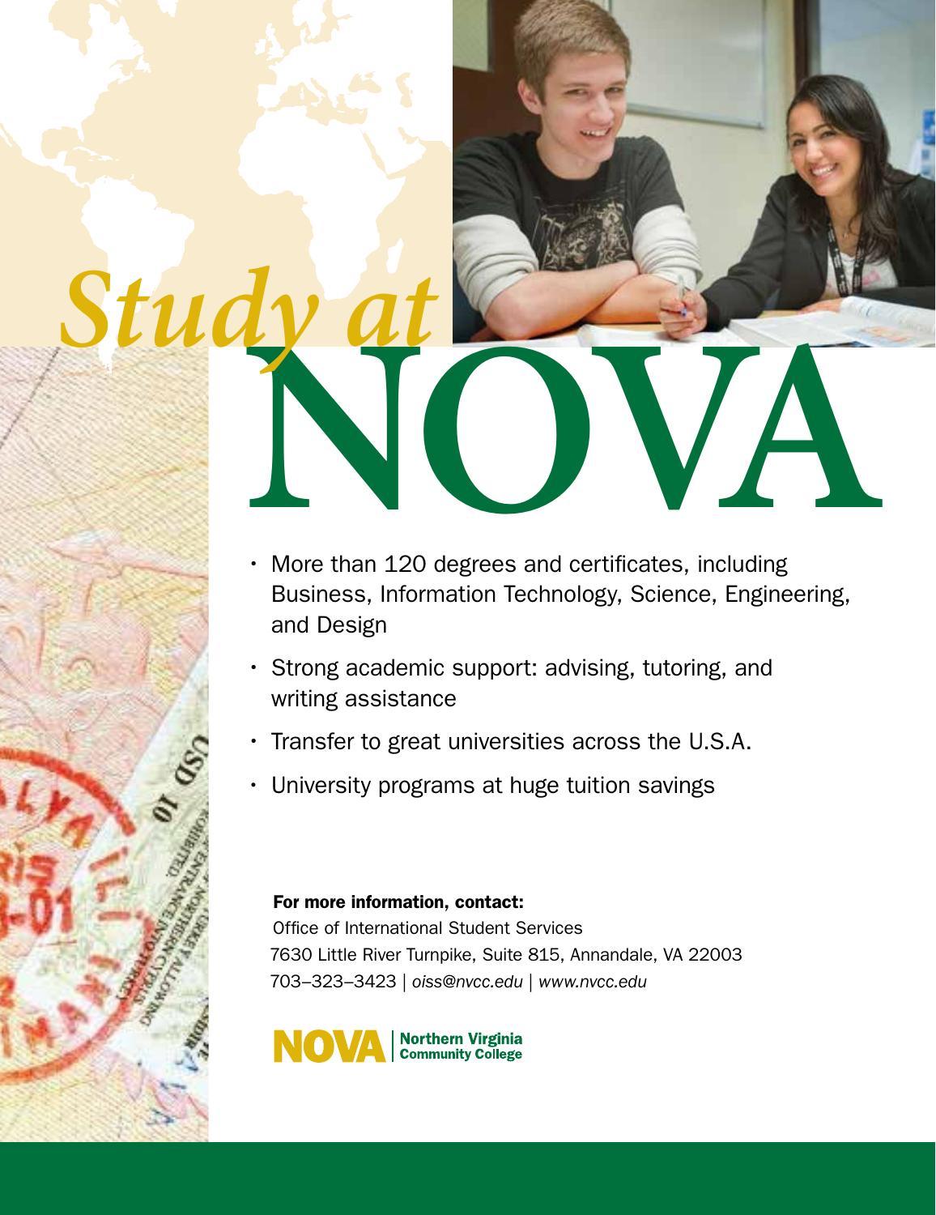# *Study at* NOVA

- More than 120 degrees and certificates, including Business, Information Technology, Science, Engineering, and Design
- Strong academic support: advising, tutoring, and writing assistance
- Transfer to great universities across the U.S.A.
- University programs at huge tuition savings

**For more information, contact:**
Office of International Student Services
7630 Little River Turnpike, Suite 815, Annandale, VA 22003
703–323–3423 | *oiss@nvcc.edu* | *www.nvcc.edu*

**NOVA** | **Northern Virginia Community College**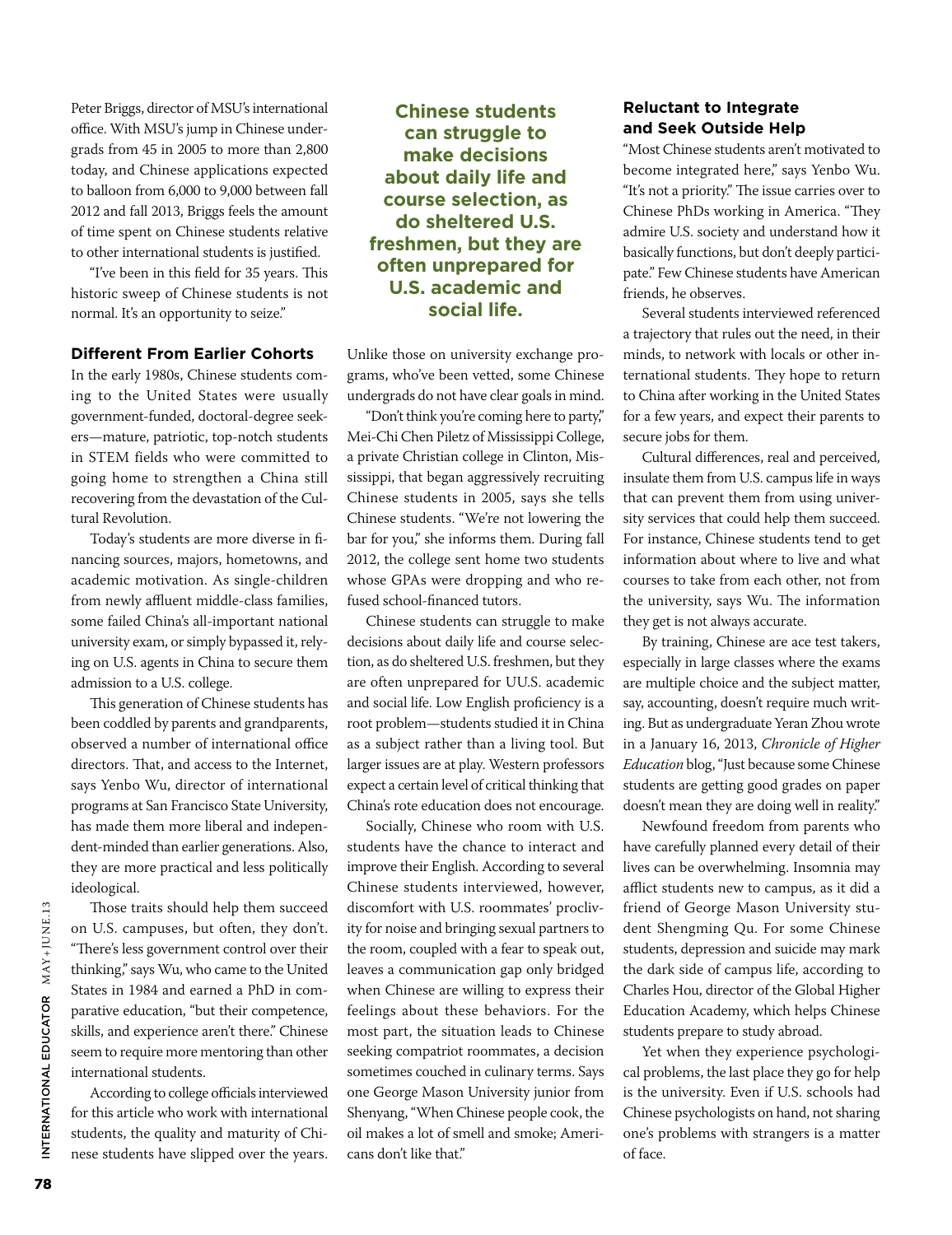Peter Briggs, director of MSU's international office. With MSU's jump in Chinese undergrads from 45 in 2005 to more than 2,800 today, and Chinese applications expected to balloon from 6,000 to 9,000 between fall 2012 and fall 2013, Briggs feels the amount of time spent on Chinese students relative to other international students is justified.

"I've been in this field for 35 years. This historic sweep of Chinese students is not normal. It's an opportunity to seize."

### Different From Earlier Cohorts

In the early 1980s, Chinese students coming to the United States were usually government-funded, doctoral-degree seekers—mature, patriotic, top-notch students in STEM fields who were committed to going home to strengthen a China still recovering from the devastation of the Cultural Revolution.

Today's students are more diverse in financing sources, majors, hometowns, and academic motivation. As single-children from newly affluent middle-class families, some failed China's all-important national university exam, or simply bypassed it, relying on U.S. agents in China to secure them admission to a U.S. college.

This generation of Chinese students has been coddled by parents and grandparents, observed a number of international office directors. That, and access to the Internet, says Yenbo Wu, director of international programs at San Francisco State University, has made them more liberal and independent-minded than earlier generations. Also, they are more practical and less politically ideological.

Those traits should help them succeed on U.S. campuses, but often, they don't. "There's less government control over their thinking," says Wu, who came to the United States in 1984 and earned a PhD in comparative education, "but their competence, skills, and experience aren't there." Chinese seem to require more mentoring than other international students.

According to college officials interviewed for this article who work with international students, the quality and maturity of Chinese students have slipped over the years.

**Chinese students can struggle to make decisions about daily life and course selection, as do sheltered U.S. freshmen, but they are often unprepared for U.S. academic and social life.**

Unlike those on university exchange programs, who've been vetted, some Chinese undergrads do not have clear goals in mind.

"Don't think you're coming here to party," Mei-Chi Chen Piletz of Mississippi College, a private Christian college in Clinton, Mississippi, that began aggressively recruiting Chinese students in 2005, says she tells Chinese students. "We're not lowering the bar for you," she informs them. During fall 2012, the college sent home two students whose GPAs were dropping and who refused school-financed tutors.

Chinese students can struggle to make decisions about daily life and course selection, as do sheltered U.S. freshmen, but they are often unprepared for UU.S. academic and social life. Low English proficiency is a root problem—students studied it in China as a subject rather than a living tool. But larger issues are at play. Western professors expect a certain level of critical thinking that China's rote education does not encourage.

Socially, Chinese who room with U.S. students have the chance to interact and improve their English. According to several Chinese students interviewed, however, discomfort with U.S. roommates' proclivity for noise and bringing sexual partners to the room, coupled with a fear to speak out, leaves a communication gap only bridged when Chinese are willing to express their feelings about these behaviors. For the most part, the situation leads to Chinese seeking compatriot roommates, a decision sometimes couched in culinary terms. Says one George Mason University junior from Shenyang, "When Chinese people cook, the oil makes a lot of smell and smoke; Americans don't like that."

### Reluctant to Integrate and Seek Outside Help

"Most Chinese students aren't motivated to become integrated here," says Yenbo Wu. "It's not a priority." The issue carries over to Chinese PhDs working in America. "They admire U.S. society and understand how it basically functions, but don't deeply participate." Few Chinese students have American friends, he observes.

Several students interviewed referenced a trajectory that rules out the need, in their minds, to network with locals or other international students. They hope to return to China after working in the United States for a few years, and expect their parents to secure jobs for them.

Cultural differences, real and perceived, insulate them from U.S. campus life in ways that can prevent them from using university services that could help them succeed. For instance, Chinese students tend to get information about where to live and what courses to take from each other, not from the university, says Wu. The information they get is not always accurate.

By training, Chinese are ace test takers, especially in large classes where the exams are multiple choice and the subject matter, say, accounting, doesn't require much writing. But as undergraduate Yeran Zhou wrote in a January 16, 2013, *Chronicle of Higher Education* blog, "Just because some Chinese students are getting good grades on paper doesn't mean they are doing well in reality."

Newfound freedom from parents who have carefully planned every detail of their lives can be overwhelming. Insomnia may afflict students new to campus, as it did a friend of George Mason University student Shengming Qu. For some Chinese students, depression and suicide may mark the dark side of campus life, according to Charles Hou, director of the Global Higher Education Academy, which helps Chinese students prepare to study abroad.

Yet when they experience psychological problems, the last place they go for help is the university. Even if U.S. schools had Chinese psychologists on hand, not sharing one's problems with strangers is a matter of face.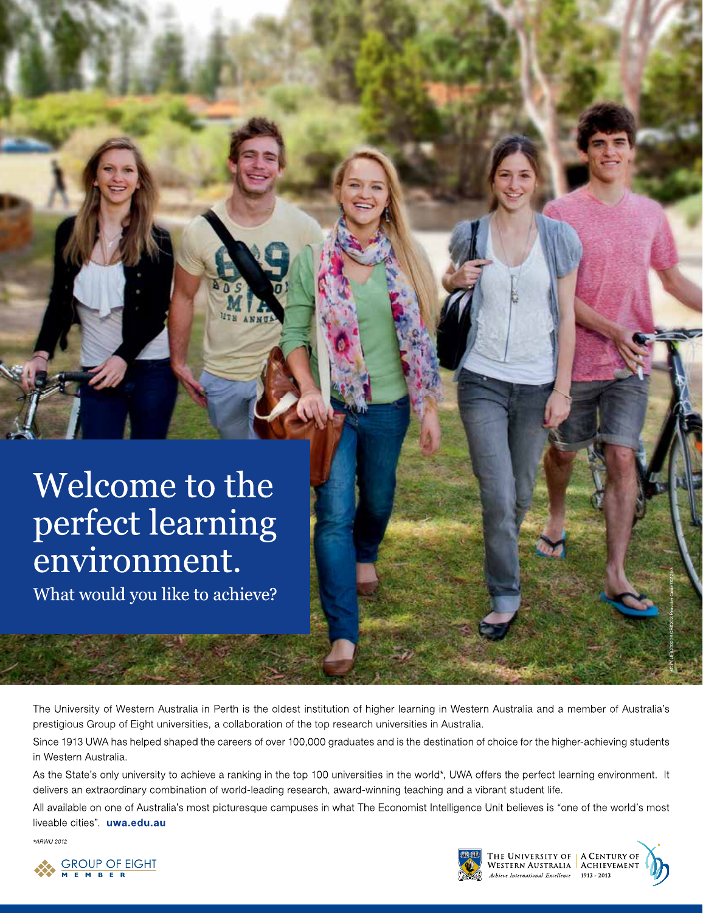# Welcome to the perfect learning environment.

## What would you like to achieve?

The University of Western Australia in Perth is the oldest institution of higher learning in Western Australia and a member of Australia's prestigious Group of Eight universities, a collaboration of the top research universities in Australia.

Since 1913 UWA has helped shaped the careers of over 100,000 graduates and is the destination of choice for the higher-achieving students in Western Australia.

As the State's only university to achieve a ranking in the top 100 universities in the world*, UWA offers the perfect learning environment. It delivers an extraordinary combination of world-leading research, award-winning teaching and a vibrant student life.

All available on one of Australia's most picturesque campuses in what The Economist Intelligence Unit believes is "one of the world's most liveable cities". **uwa.edu.au**

*ARWU 2012*

GROUP OF EIGHT MEMBER

THE UNIVERSITY OF WESTERN AUSTRALIA
*Achieve International Excellence*

A CENTURY OF ACHIEVEMENT
1913 - 2013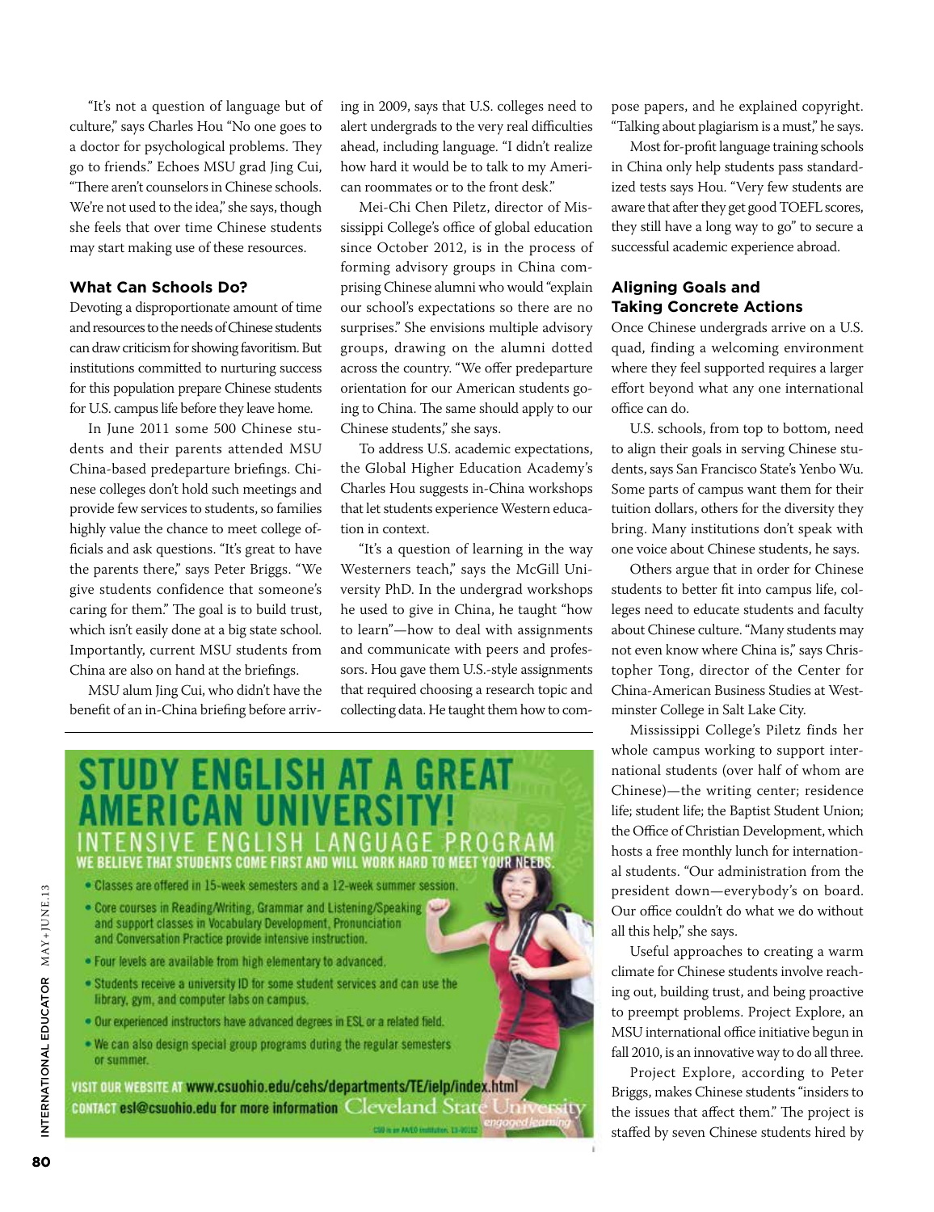"It's not a question of language but of culture," says Charles Hou "No one goes to a doctor for psychological problems. They go to friends." Echoes MSU grad Jing Cui, "There aren't counselors in Chinese schools. We're not used to the idea," she says, though she feels that over time Chinese students may start making use of these resources.

### What Can Schools Do?

Devoting a disproportionate amount of time and resources to the needs of Chinese students can draw criticism for showing favoritism. But institutions committed to nurturing success for this population prepare Chinese students for U.S. campus life before they leave home.

In June 2011 some 500 Chinese students and their parents attended MSU China-based predeparture briefings. Chinese colleges don't hold such meetings and provide few services to students, so families highly value the chance to meet college officials and ask questions. "It's great to have the parents there," says Peter Briggs. "We give students confidence that someone's caring for them." The goal is to build trust, which isn't easily done at a big state school. Importantly, current MSU students from China are also on hand at the briefings.

MSU alum Jing Cui, who didn't have the benefit of an in-China briefing before arriving in 2009, says that U.S. colleges need to alert undergrads to the very real difficulties ahead, including language. "I didn't realize how hard it would be to talk to my American roommates or to the front desk."

Mei-Chi Chen Piletz, director of Mississippi College's office of global education since October 2012, is in the process of forming advisory groups in China comprising Chinese alumni who would "explain our school's expectations so there are no surprises." She envisions multiple advisory groups, drawing on the alumni dotted across the country. "We offer predeparture orientation for our American students going to China. The same should apply to our Chinese students," she says.

To address U.S. academic expectations, the Global Higher Education Academy's Charles Hou suggests in-China workshops that let students experience Western education in context.

"It's a question of learning in the way Westerners teach," says the McGill University PhD. In the undergrad workshops he used to give in China, he taught "how to learn"—how to deal with assignments and communicate with peers and professors. Hou gave them U.S.-style assignments that required choosing a research topic and collecting data. He taught them how to compose papers, and he explained copyright. "Talking about plagiarism is a must," he says.

Most for-profit language training schools in China only help students pass standardized tests says Hou. "Very few students are aware that after they get good TOEFL scores, they still have a long way to go" to secure a successful academic experience abroad.

### Aligning Goals and Taking Concrete Actions

Once Chinese undergrads arrive on a U.S. quad, finding a welcoming environment where they feel supported requires a larger effort beyond what any one international office can do.

U.S. schools, from top to bottom, need to align their goals in serving Chinese students, says San Francisco State's Yenbo Wu. Some parts of campus want them for their tuition dollars, others for the diversity they bring. Many institutions don't speak with one voice about Chinese students, he says.

Others argue that in order for Chinese students to better fit into campus life, colleges need to educate students and faculty about Chinese culture. "Many students may not even know where China is," says Christopher Tong, director of the Center for China-American Business Studies at Westminster College in Salt Lake City.

Mississippi College's Piletz finds her whole campus working to support international students (over half of whom are Chinese)—the writing center; residence life; student life; the Baptist Student Union; the Office of Christian Development, which hosts a free monthly lunch for international students. "Our administration from the president down—everybody's on board. Our office couldn't do what we do without all this help," she says.

Useful approaches to creating a warm climate for Chinese students involve reaching out, building trust, and being proactive to preempt problems. Project Explore, an MSU international office initiative begun in fall 2010, is an innovative way to do all three.

Project Explore, according to Peter Briggs, makes Chinese students "insiders to the issues that affect them." The project is staffed by seven Chinese students hired by

**STUDY ENGLISH AT A GREAT AMERICAN UNIVERSITY!**

**INTENSIVE ENGLISH LANGUAGE PROGRAM**

**WE BELIEVE THAT STUDENTS COME FIRST AND WILL WORK HARD TO MEET YOUR NEEDS.**

- Classes are offered in 15-week semesters and a 12-week summer session.
- Core courses in Reading/Writing, Grammar and Listening/Speaking and support classes in Vocabulary Development, Pronunciation and Conversation Practice provide intensive instruction.
- Four levels are available from high elementary to advanced.
- Students receive a university ID for some student services and can use the library, gym, and computer labs on campus.
- Our experienced instructors have advanced degrees in ESL or a related field.
- We can also design special group programs during the regular semesters or summer.

VISIT OUR WEBSITE AT www.csuohio.edu/cehs/departments/TE/ielp/index.html
CONTACT esl@csuohio.edu for more information

Cleveland State University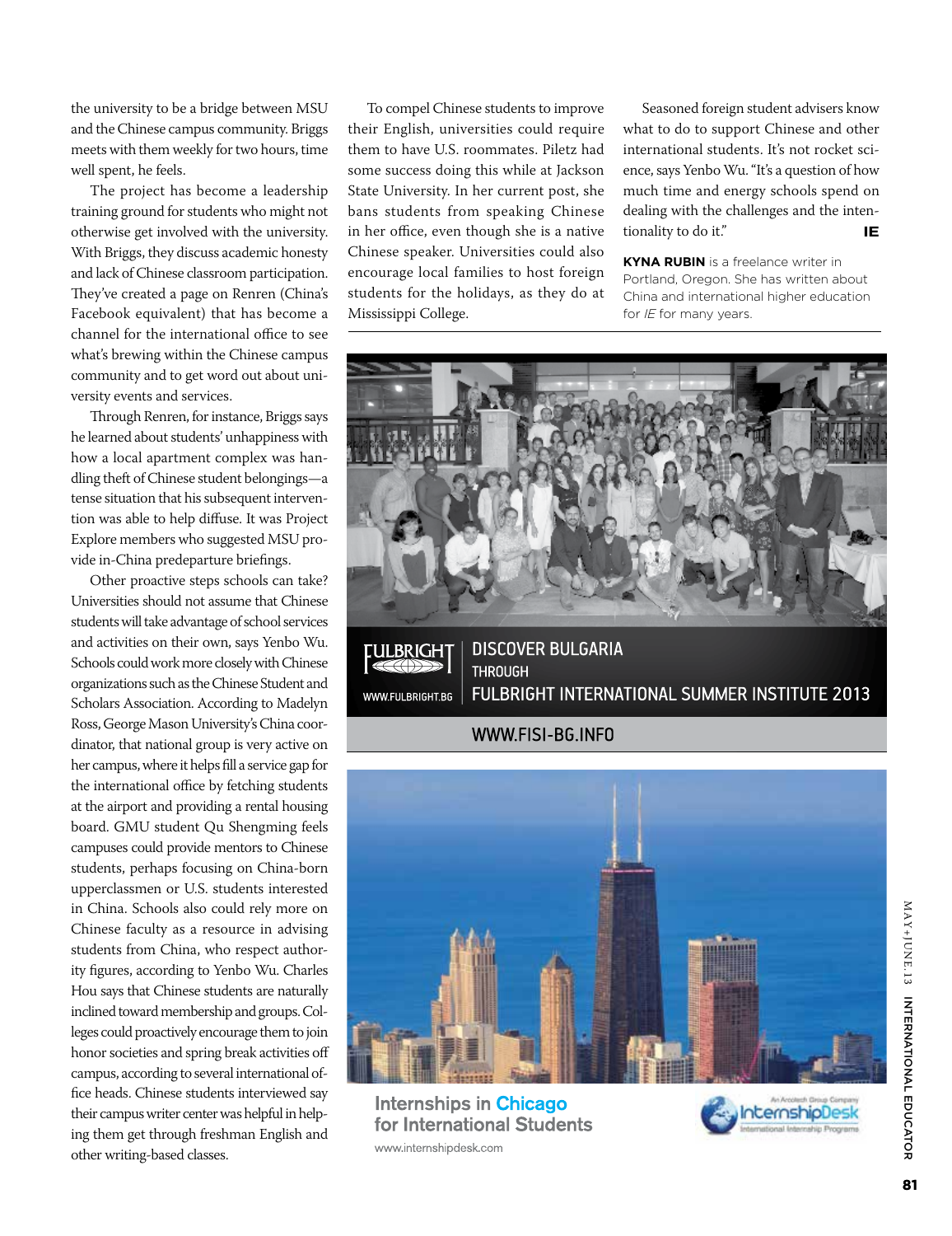the university to be a bridge between MSU and the Chinese campus community. Briggs meets with them weekly for two hours, time well spent, he feels.

The project has become a leadership training ground for students who might not otherwise get involved with the university. With Briggs, they discuss academic honesty and lack of Chinese classroom participation. They've created a page on Renren (China's Facebook equivalent) that has become a channel for the international office to see what's brewing within the Chinese campus community and to get word out about university events and services.

Through Renren, for instance, Briggs says he learned about students' unhappiness with how a local apartment complex was handling theft of Chinese student belongings—a tense situation that his subsequent intervention was able to help diffuse. It was Project Explore members who suggested MSU provide in-China predeparture briefings.

Other proactive steps schools can take? Universities should not assume that Chinese students will take advantage of school services and activities on their own, says Yenbo Wu. Schools could work more closely with Chinese organizations such as the Chinese Student and Scholars Association. According to Madelyn Ross, George Mason University's China coordinator, that national group is very active on her campus, where it helps fill a service gap for the international office by fetching students at the airport and providing a rental housing board. GMU student Qu Shengming feels campuses could provide mentors to Chinese students, perhaps focusing on China-born upperclassmen or U.S. students interested in China. Schools also could rely more on Chinese faculty as a resource in advising students from China, who respect authority figures, according to Yenbo Wu. Charles Hou says that Chinese students are naturally inclined toward membership and groups. Colleges could proactively encourage them to join honor societies and spring break activities off campus, according to several international office heads. Chinese students interviewed say their campus writer center was helpful in helping them get through freshman English and other writing-based classes.

To compel Chinese students to improve their English, universities could require them to have U.S. roommates. Piletz had some success doing this while at Jackson State University. In her current post, she bans students from speaking Chinese in her office, even though she is a native Chinese speaker. Universities could also encourage local families to host foreign students for the holidays, as they do at Mississippi College.

Seasoned foreign student advisers know what to do to support Chinese and other international students. It's not rocket science, says Yenbo Wu. "It's a question of how much time and energy schools spend on dealing with the challenges and the intentionality to do it." **IE**

**KYNA RUBIN** is a freelance writer in Portland, Oregon. She has written about China and international higher education for *IE* for many years.

FULBRIGHT
WWW.FULBRIGHT.BG

DISCOVER BULGARIA
THROUGH
FULBRIGHT INTERNATIONAL SUMMER INSTITUTE 2013

WWW.FISI-BG.INFO

Internships in Chicago for International Students
www.internshipdesk.com

An Arcotech Group Company
InternshipDesk
International Internship Programs